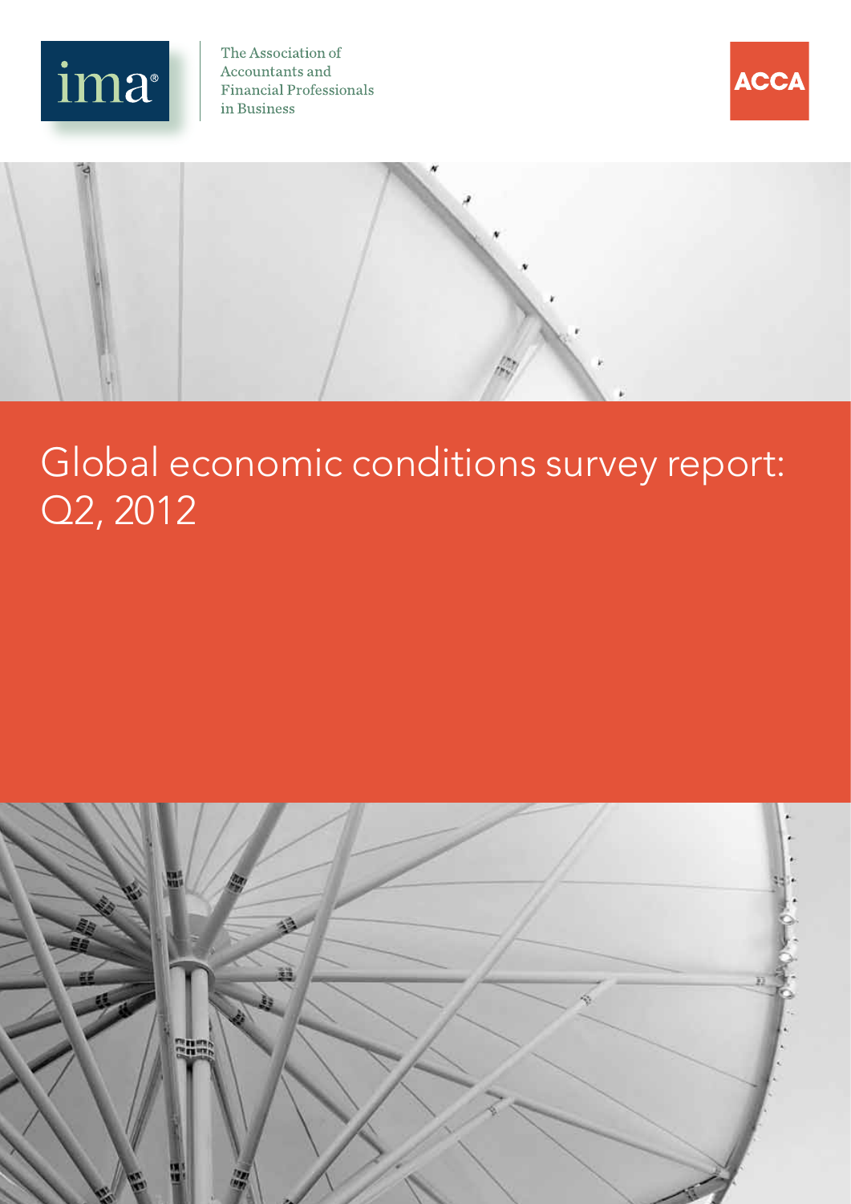ima

The Association of Accountants and Financial Professionals in Business

ACCA

# Global economic conditions survey report: Q2, 2012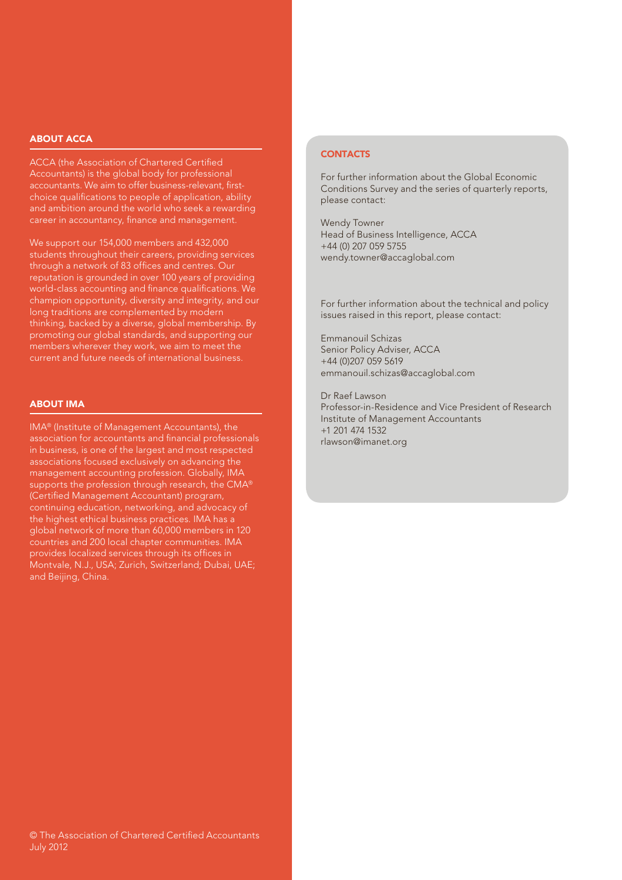## ABOUT ACCA

ACCA (the Association of Chartered Certified Accountants) is the global body for professional accountants. We aim to offer business-relevant, first-choice qualifications to people of application, ability and ambition around the world who seek a rewarding career in accountancy, finance and management.

We support our 154,000 members and 432,000 students throughout their careers, providing services through a network of 83 offices and centres. Our reputation is grounded in over 100 years of providing world-class accounting and finance qualifications. We champion opportunity, diversity and integrity, and our long traditions are complemented by modern thinking, backed by a diverse, global membership. By promoting our global standards, and supporting our members wherever they work, we aim to meet the current and future needs of international business.

## ABOUT IMA

IMA® (Institute of Management Accountants), the association for accountants and financial professionals in business, is one of the largest and most respected associations focused exclusively on advancing the management accounting profession. Globally, IMA supports the profession through research, the CMA® (Certified Management Accountant) program, continuing education, networking, and advocacy of the highest ethical business practices. IMA has a global network of more than 60,000 members in 120 countries and 200 local chapter communities. IMA provides localized services through its offices in Montvale, N.J., USA; Zurich, Switzerland; Dubai, UAE; and Beijing, China.

© The Association of Chartered Certified Accountants
July 2012

## CONTACTS

For further information about the Global Economic Conditions Survey and the series of quarterly reports, please contact:

Wendy Towner
Head of Business Intelligence, ACCA
+44 (0) 207 059 5755
wendy.towner@accaglobal.com

For further information about the technical and policy issues raised in this report, please contact:

Emmanouil Schizas
Senior Policy Adviser, ACCA
+44 (0)207 059 5619
emmanouil.schizas@accaglobal.com

Dr Raef Lawson
Professor-in-Residence and Vice President of Research
Institute of Management Accountants
+1 201 474 1532
rlawson@imanet.org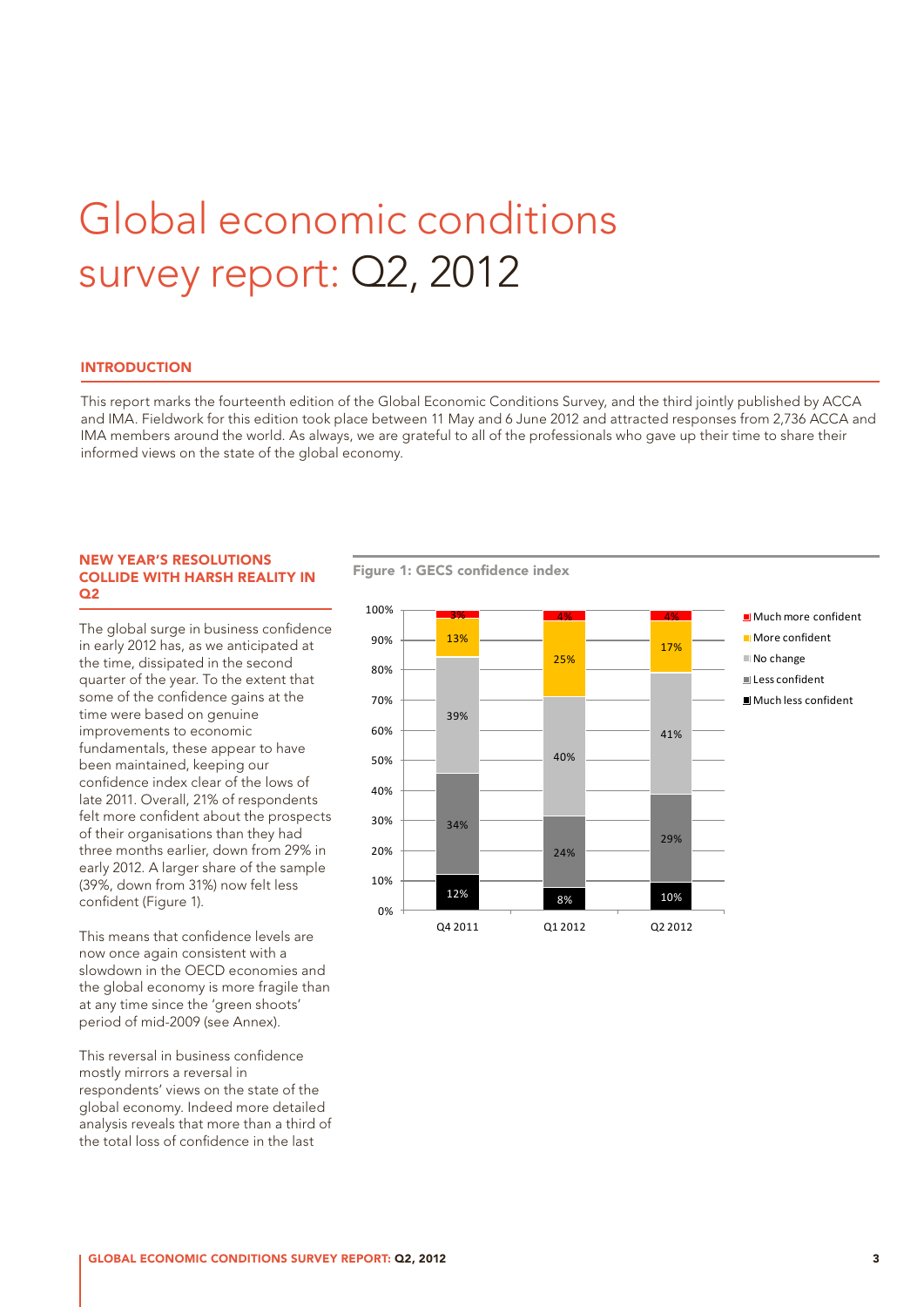# Global economic conditions survey report: Q2, 2012

## INTRODUCTION

This report marks the fourteenth edition of the Global Economic Conditions Survey, and the third jointly published by ACCA and IMA. Fieldwork for this edition took place between 11 May and 6 June 2012 and attracted responses from 2,736 ACCA and IMA members around the world. As always, we are grateful to all of the professionals who gave up their time to share their informed views on the state of the global economy.

### NEW YEAR'S RESOLUTIONS COLLIDE WITH HARSH REALITY IN Q2

The global surge in business confidence in early 2012 has, as we anticipated at the time, dissipated in the second quarter of the year. To the extent that some of the confidence gains at the time were based on genuine improvements to economic fundamentals, these appear to have been maintained, keeping our confidence index clear of the lows of late 2011. Overall, 21% of respondents felt more confident about the prospects of their organisations than they had three months earlier, down from 29% in early 2012. A larger share of the sample (39%, down from 31%) now felt less confident (Figure 1).

This means that confidence levels are now once again consistent with a slowdown in the OECD economies and the global economy is more fragile than at any time since the 'green shoots' period of mid-2009 (see Annex).

This reversal in business confidence mostly mirrors a reversal in respondents' views on the state of the global economy. Indeed more detailed analysis reveals that more than a third of the total loss of confidence in the last

**Figure 1: GECS confidence index**

| | Q4 2011 | Q1 2012 | Q2 2012 |
|---|---|---|---|
| Much more confident | 3% | 4% | 4% |
| More confident | 13% | 25% | 17% |
| No change | 39% | 40% | 41% |
| Less confident | 34% | 24% | 29% |
| Much less confident | 12% | 8% | 10% |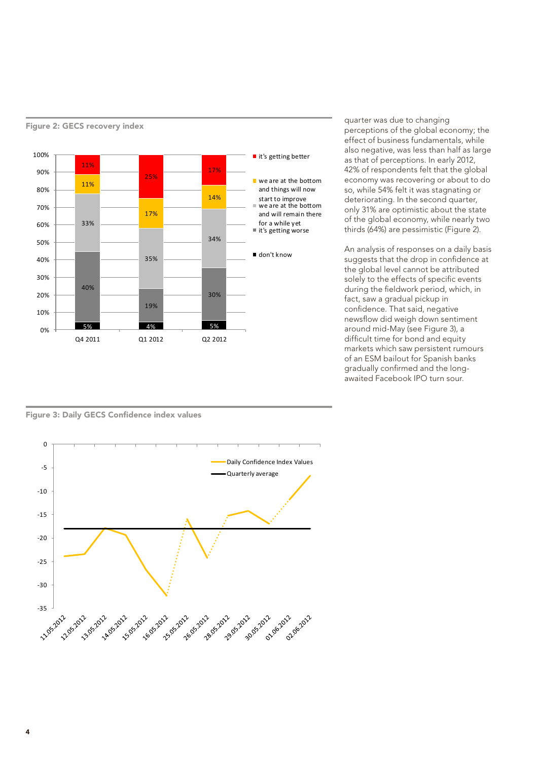**Figure 2: GECS recovery index**

| | Q4 2011 | Q1 2012 | Q2 2012 |
|---|---|---|---|
| it's getting better | 11% | 25% | 17% |
| we are at the bottom and things will now start to improve | 11% | 17% | 14% |
| we are at the bottom and will remain there for a while yet | 33% | 35% | 34% |
| it's getting worse | 40% | 19% | 30% |
| don't know | 5% | 4% | 5% |

**Figure 3: Daily GECS Confidence index values**

quarter was due to changing perceptions of the global economy; the effect of business fundamentals, while also negative, was less than half as large as that of perceptions. In early 2012, 42% of respondents felt that the global economy was recovering or about to do so, while 54% felt it was stagnating or deteriorating. In the second quarter, only 31% are optimistic about the state of the global economy, while nearly two thirds (64%) are pessimistic (Figure 2).

An analysis of responses on a daily basis suggests that the drop in confidence at the global level cannot be attributed solely to the effects of specific events during the fieldwork period, which, in fact, saw a gradual pickup in confidence. That said, negative newsflow did weigh down sentiment around mid-May (see Figure 3), a difficult time for bond and equity markets which saw persistent rumours of an ESM bailout for Spanish banks gradually confirmed and the long-awaited Facebook IPO turn sour.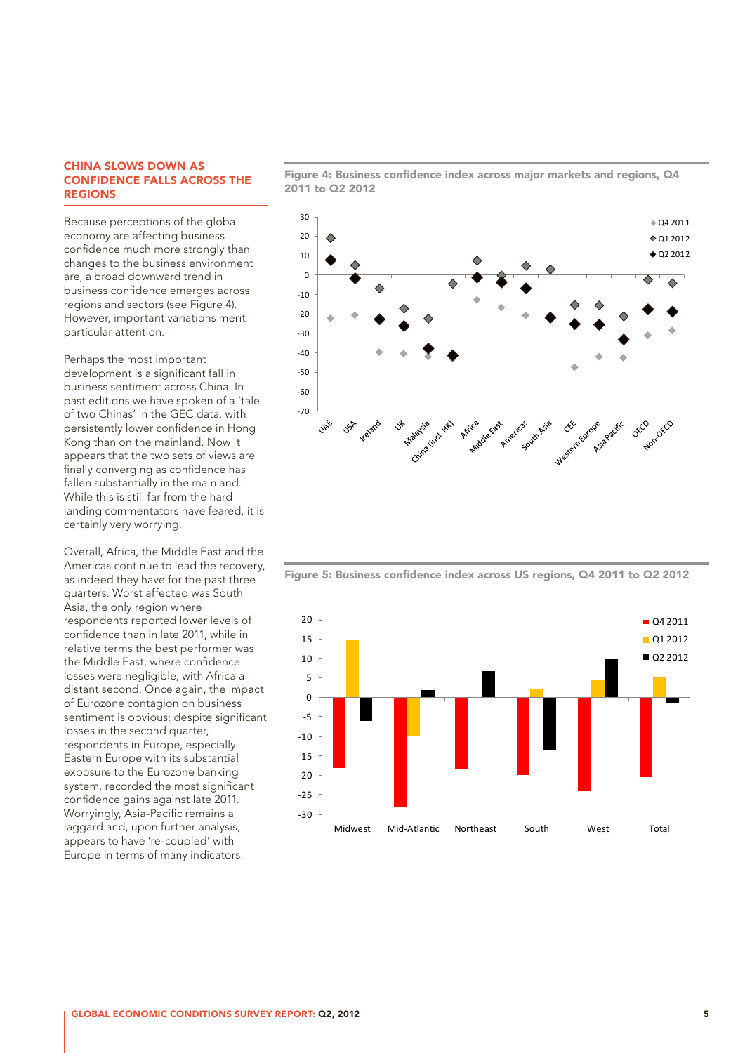## CHINA SLOWS DOWN AS CONFIDENCE FALLS ACROSS THE REGIONS

Because perceptions of the global economy are affecting business confidence much more strongly than changes to the business environment are, a broad downward trend in business confidence emerges across regions and sectors (see Figure 4). However, important variations merit particular attention.

Perhaps the most important development is a significant fall in business sentiment across China. In past editions we have spoken of a 'tale of two Chinas' in the GEC data, with persistently lower confidence in Hong Kong than on the mainland. Now it appears that the two sets of views are finally converging as confidence has fallen substantially in the mainland. While this is still far from the hard landing commentators have feared, it is certainly very worrying.

Overall, Africa, the Middle East and the Americas continue to lead the recovery, as indeed they have for the past three quarters. Worst affected was South Asia, the only region where respondents reported lower levels of confidence than in late 2011, while in relative terms the best performer was the Middle East, where confidence losses were negligible, with Africa a distant second. Once again, the impact of Eurozone contagion on business sentiment is obvious: despite significant losses in the second quarter, respondents in Europe, especially Eastern Europe with its substantial exposure to the Eurozone banking system, recorded the most significant confidence gains against late 2011. Worryingly, Asia-Pacific remains a laggard and, upon further analysis, appears to have 're-coupled' with Europe in terms of many indicators.

**Figure 4: Business confidence index across major markets and regions, Q4 2011 to Q2 2012**

**Figure 5: Business confidence index across US regions, Q4 2011 to Q2 2012**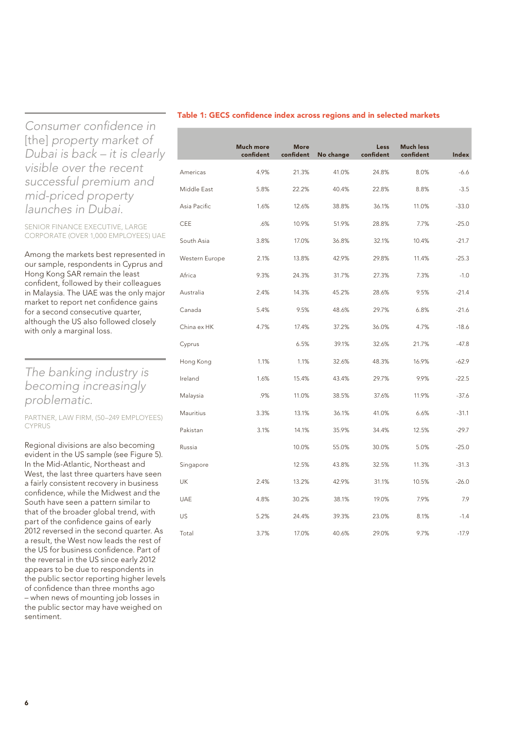*Consumer confidence in [the] property market of Dubai is back – it is clearly visible over the recent successful premium and mid-priced property launches in Dubai.*

SENIOR FINANCE EXECUTIVE, LARGE CORPORATE (OVER 1,000 EMPLOYEES) UAE

Among the markets best represented in our sample, respondents in Cyprus and Hong Kong SAR remain the least confident, followed by their colleagues in Malaysia. The UAE was the only major market to report net confidence gains for a second consecutive quarter, although the US also followed closely with only a marginal loss.

*The banking industry is becoming increasingly problematic.*

PARTNER, LAW FIRM, (50–249 EMPLOYEES) CYPRUS

Regional divisions are also becoming evident in the US sample (see Figure 5). In the Mid-Atlantic, Northeast and West, the last three quarters have seen a fairly consistent recovery in business confidence, while the Midwest and the South have seen a pattern similar to that of the broader global trend, with part of the confidence gains of early 2012 reversed in the second quarter. As a result, the West now leads the rest of the US for business confidence. Part of the reversal in the US since early 2012 appears to be due to respondents in the public sector reporting higher levels of confidence than three months ago – when news of mounting job losses in the public sector may have weighed on sentiment.

**Table 1: GECS confidence index across regions and in selected markets**

| | Much more confident | More confident | No change | Less confident | Much less confident | Index |
|---|---|---|---|---|---|---|
| Americas | 4.9% | 21.3% | 41.0% | 24.8% | 8.0% | -6.6 |
| Middle East | 5.8% | 22.2% | 40.4% | 22.8% | 8.8% | -3.5 |
| Asia Pacific | 1.6% | 12.6% | 38.8% | 36.1% | 11.0% | -33.0 |
| CEE | .6% | 10.9% | 51.9% | 28.8% | 7.7% | -25.0 |
| South Asia | 3.8% | 17.0% | 36.8% | 32.1% | 10.4% | -21.7 |
| Western Europe | 2.1% | 13.8% | 42.9% | 29.8% | 11.4% | -25.3 |
| Africa | 9.3% | 24.3% | 31.7% | 27.3% | 7.3% | -1.0 |
| Australia | 2.4% | 14.3% | 45.2% | 28.6% | 9.5% | -21.4 |
| Canada | 5.4% | 9.5% | 48.6% | 29.7% | 6.8% | -21.6 |
| China ex HK | 4.7% | 17.4% | 37.2% | 36.0% | 4.7% | -18.6 |
| Cyprus | | 6.5% | 39.1% | 32.6% | 21.7% | -47.8 |
| Hong Kong | 1.1% | 1.1% | 32.6% | 48.3% | 16.9% | -62.9 |
| Ireland | 1.6% | 15.4% | 43.4% | 29.7% | 9.9% | -22.5 |
| Malaysia | .9% | 11.0% | 38.5% | 37.6% | 11.9% | -37.6 |
| Mauritius | 3.3% | 13.1% | 36.1% | 41.0% | 6.6% | -31.1 |
| Pakistan | 3.1% | 14.1% | 35.9% | 34.4% | 12.5% | -29.7 |
| Russia | | 10.0% | 55.0% | 30.0% | 5.0% | -25.0 |
| Singapore | | 12.5% | 43.8% | 32.5% | 11.3% | -31.3 |
| UK | 2.4% | 13.2% | 42.9% | 31.1% | 10.5% | -26.0 |
| UAE | 4.8% | 30.2% | 38.1% | 19.0% | 7.9% | 7.9 |
| US | 5.2% | 24.4% | 39.3% | 23.0% | 8.1% | -1.4 |
| Total | 3.7% | 17.0% | 40.6% | 29.0% | 9.7% | -17.9 |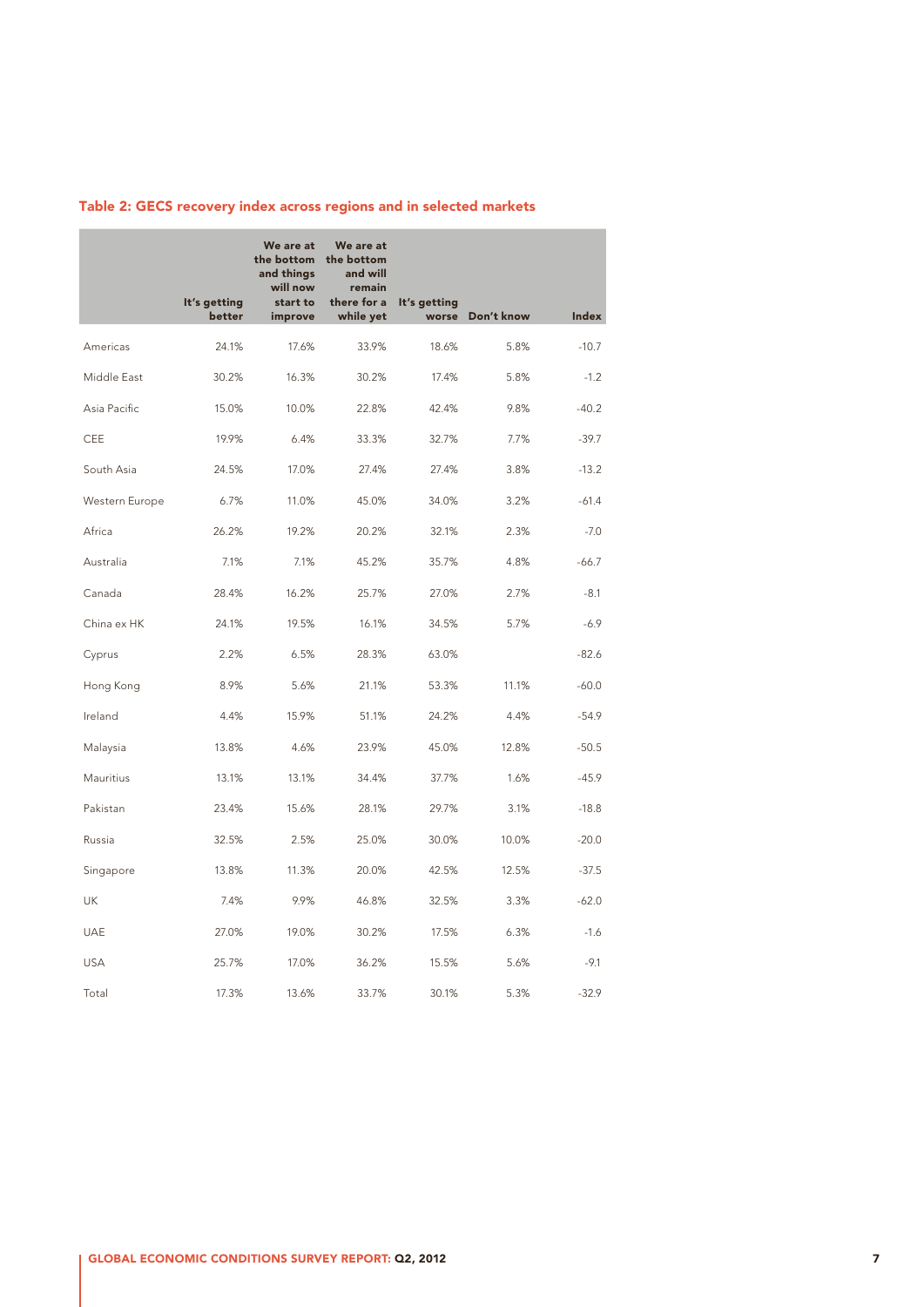## Table 2: GECS recovery index across regions and in selected markets

| | It's getting better | We are at the bottom and things will now start to improve | We are at the bottom and will remain there for a while yet | It's getting worse | Don't know | Index |
|---|---|---|---|---|---|---|
| Americas | 24.1% | 17.6% | 33.9% | 18.6% | 5.8% | -10.7 |
| Middle East | 30.2% | 16.3% | 30.2% | 17.4% | 5.8% | -1.2 |
| Asia Pacific | 15.0% | 10.0% | 22.8% | 42.4% | 9.8% | -40.2 |
| CEE | 19.9% | 6.4% | 33.3% | 32.7% | 7.7% | -39.7 |
| South Asia | 24.5% | 17.0% | 27.4% | 27.4% | 3.8% | -13.2 |
| Western Europe | 6.7% | 11.0% | 45.0% | 34.0% | 3.2% | -61.4 |
| Africa | 26.2% | 19.2% | 20.2% | 32.1% | 2.3% | -7.0 |
| Australia | 7.1% | 7.1% | 45.2% | 35.7% | 4.8% | -66.7 |
| Canada | 28.4% | 16.2% | 25.7% | 27.0% | 2.7% | -8.1 |
| China ex HK | 24.1% | 19.5% | 16.1% | 34.5% | 5.7% | -6.9 |
| Cyprus | 2.2% | 6.5% | 28.3% | 63.0% | | -82.6 |
| Hong Kong | 8.9% | 5.6% | 21.1% | 53.3% | 11.1% | -60.0 |
| Ireland | 4.4% | 15.9% | 51.1% | 24.2% | 4.4% | -54.9 |
| Malaysia | 13.8% | 4.6% | 23.9% | 45.0% | 12.8% | -50.5 |
| Mauritius | 13.1% | 13.1% | 34.4% | 37.7% | 1.6% | -45.9 |
| Pakistan | 23.4% | 15.6% | 28.1% | 29.7% | 3.1% | -18.8 |
| Russia | 32.5% | 2.5% | 25.0% | 30.0% | 10.0% | -20.0 |
| Singapore | 13.8% | 11.3% | 20.0% | 42.5% | 12.5% | -37.5 |
| UK | 7.4% | 9.9% | 46.8% | 32.5% | 3.3% | -62.0 |
| UAE | 27.0% | 19.0% | 30.2% | 17.5% | 6.3% | -1.6 |
| USA | 25.7% | 17.0% | 36.2% | 15.5% | 5.6% | -9.1 |
| Total | 17.3% | 13.6% | 33.7% | 30.1% | 5.3% | -32.9 |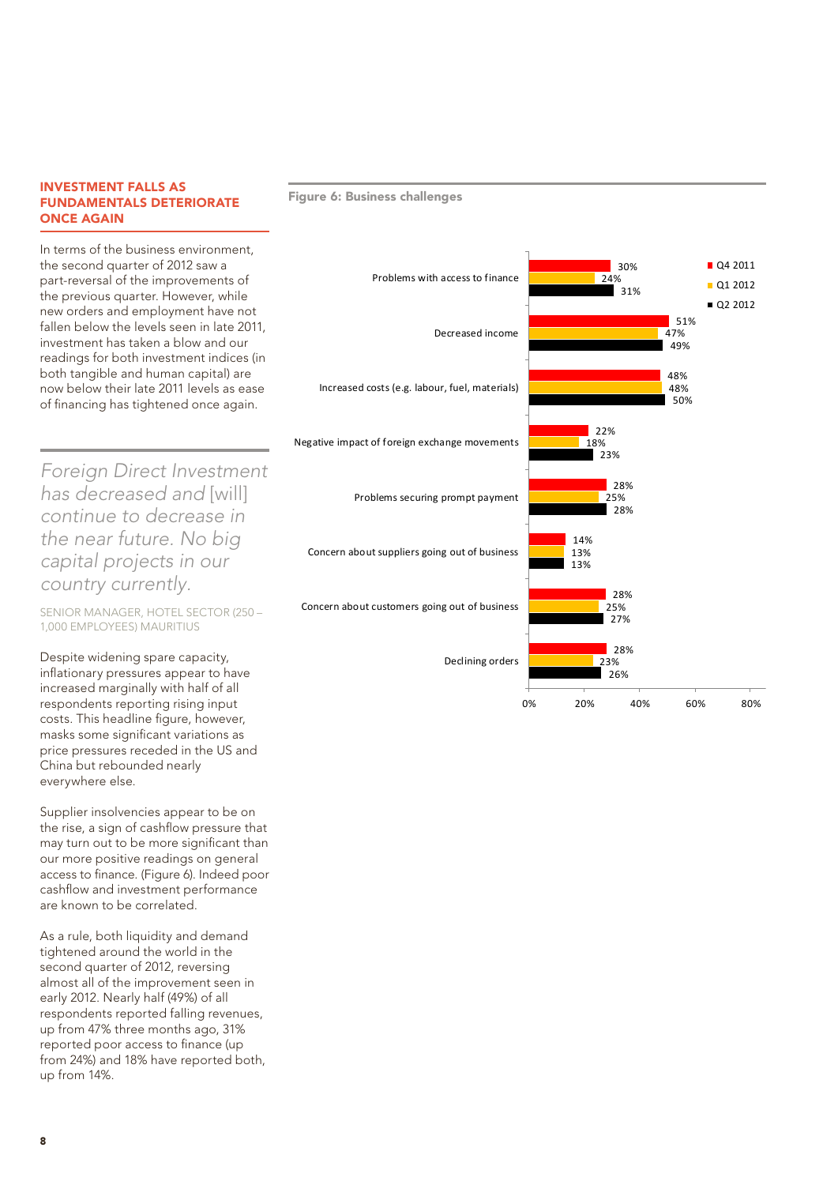## INVESTMENT FALLS AS FUNDAMENTALS DETERIORATE ONCE AGAIN

In terms of the business environment, the second quarter of 2012 saw a part-reversal of the improvements of the previous quarter. However, while new orders and employment have not fallen below the levels seen in late 2011, investment has taken a blow and our readings for both investment indices (in both tangible and human capital) are now below their late 2011 levels as ease of financing has tightened once again.

> *Foreign Direct Investment has decreased and [will] continue to decrease in the near future. No big capital projects in our country currently.*
>
> SENIOR MANAGER, HOTEL SECTOR (250 – 1,000 EMPLOYEES) MAURITIUS

Despite widening spare capacity, inflationary pressures appear to have increased marginally with half of all respondents reporting rising input costs. This headline figure, however, masks some significant variations as price pressures receded in the US and China but rebounded nearly everywhere else.

Supplier insolvencies appear to be on the rise, a sign of cashflow pressure that may turn out to be more significant than our more positive readings on general access to finance. (Figure 6). Indeed poor cashflow and investment performance are known to be correlated.

As a rule, both liquidity and demand tightened around the world in the second quarter of 2012, reversing almost all of the improvement seen in early 2012. Nearly half (49%) of all respondents reported falling revenues, up from 47% three months ago, 31% reported poor access to finance (up from 24%) and 18% have reported both, up from 14%.

**Figure 6: Business challenges**

| | Q4 2011 | Q1 2012 | Q2 2012 |
|---|---|---|---|
| Problems with access to finance | 30% | 24% | 31% |
| Decreased income | 51% | 47% | 49% |
| Increased costs (e.g. labour, fuel, materials) | 48% | 48% | 50% |
| Negative impact of foreign exchange movements | 22% | 18% | 23% |
| Problems securing prompt payment | 28% | 25% | 28% |
| Concern about suppliers going out of business | 14% | 13% | 13% |
| Concern about customers going out of business | 28% | 25% | 27% |
| Declining orders | 28% | 23% | 26% |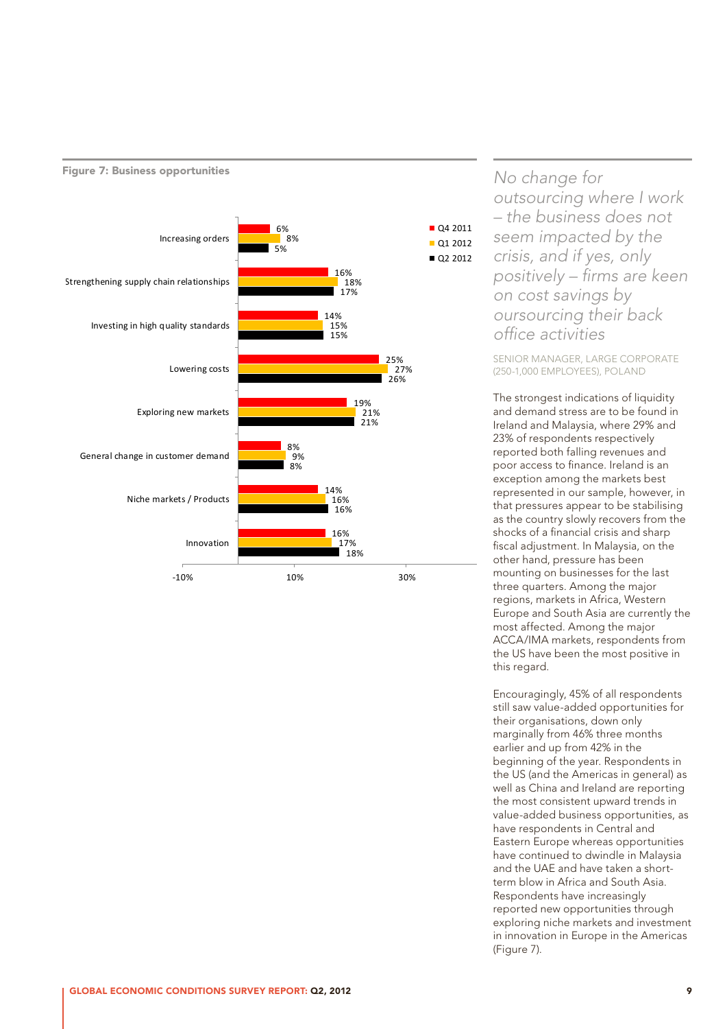**Figure 7: Business opportunities**

| | Q4 2011 | Q1 2012 | Q2 2012 |
|---|---|---|---|
| Increasing orders | 6% | 8% | 5% |
| Strengthening supply chain relationships | 16% | 18% | 17% |
| Investing in high quality standards | 14% | 15% | 15% |
| Lowering costs | 25% | 27% | 26% |
| Exploring new markets | 19% | 21% | 21% |
| General change in customer demand | 8% | 9% | 8% |
| Niche markets / Products | 14% | 16% | 16% |
| Innovation | 16% | 17% | 18% |

*No change for outsourcing where I work – the business does not seem impacted by the crisis, and if yes, only positively – firms are keen on cost savings by oursourcing their back office activities*

SENIOR MANAGER, LARGE CORPORATE (250-1,000 EMPLOYEES), POLAND

The strongest indications of liquidity and demand stress are to be found in Ireland and Malaysia, where 29% and 23% of respondents respectively reported both falling revenues and poor access to finance. Ireland is an exception among the markets best represented in our sample, however, in that pressures appear to be stabilising as the country slowly recovers from the shocks of a financial crisis and sharp fiscal adjustment. In Malaysia, on the other hand, pressure has been mounting on businesses for the last three quarters. Among the major regions, markets in Africa, Western Europe and South Asia are currently the most affected. Among the major ACCA/IMA markets, respondents from the US have been the most positive in this regard.

Encouragingly, 45% of all respondents still saw value-added opportunities for their organisations, down only marginally from 46% three months earlier and up from 42% in the beginning of the year. Respondents in the US (and the Americas in general) as well as China and Ireland are reporting the most consistent upward trends in value-added business opportunities, as have respondents in Central and Eastern Europe whereas opportunities have continued to dwindle in Malaysia and the UAE and have taken a short-term blow in Africa and South Asia. Respondents have increasingly reported new opportunities through exploring niche markets and investment in innovation in Europe in the Americas (Figure 7).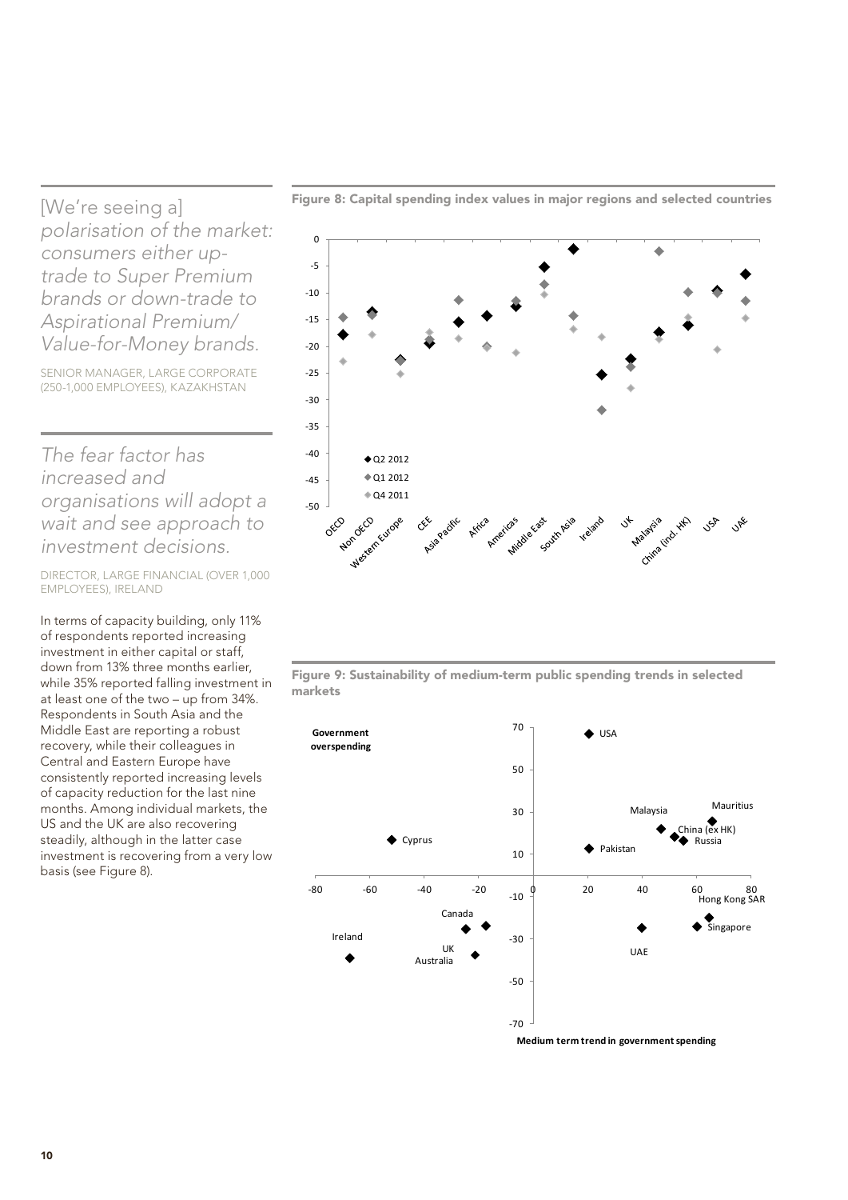*[We're seeing a] polarisation of the market: consumers either up-trade to Super Premium brands or down-trade to Aspirational Premium/ Value-for-Money brands.*

SENIOR MANAGER, LARGE CORPORATE (250-1,000 EMPLOYEES), KAZAKHSTAN

*The fear factor has increased and organisations will adopt a wait and see approach to investment decisions.*

DIRECTOR, LARGE FINANCIAL (OVER 1,000 EMPLOYEES), IRELAND

In terms of capacity building, only 11% of respondents reported increasing investment in either capital or staff, down from 13% three months earlier, while 35% reported falling investment in at least one of the two – up from 34%. Respondents in South Asia and the Middle East are reporting a robust recovery, while their colleagues in Central and Eastern Europe have consistently reported increasing levels of capacity reduction for the last nine months. Among individual markets, the US and the UK are also recovering steadily, although in the latter case investment is recovering from a very low basis (see Figure 8).

**Figure 8: Capital spending index values in major regions and selected countries**

**Figure 9: Sustainability of medium-term public spending trends in selected markets**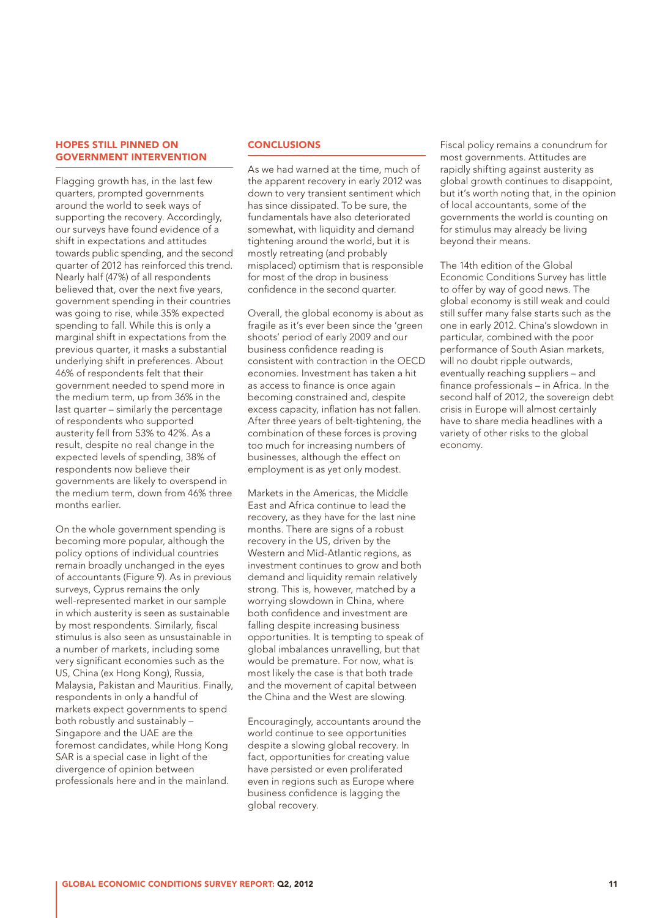## HOPES STILL PINNED ON GOVERNMENT INTERVENTION

Flagging growth has, in the last few quarters, prompted governments around the world to seek ways of supporting the recovery. Accordingly, our surveys have found evidence of a shift in expectations and attitudes towards public spending, and the second quarter of 2012 has reinforced this trend. Nearly half (47%) of all respondents believed that, over the next five years, government spending in their countries was going to rise, while 35% expected spending to fall. While this is only a marginal shift in expectations from the previous quarter, it masks a substantial underlying shift in preferences. About 46% of respondents felt that their government needed to spend more in the medium term, up from 36% in the last quarter – similarly the percentage of respondents who supported austerity fell from 53% to 42%. As a result, despite no real change in the expected levels of spending, 38% of respondents now believe their governments are likely to overspend in the medium term, down from 46% three months earlier.

On the whole government spending is becoming more popular, although the policy options of individual countries remain broadly unchanged in the eyes of accountants (Figure 9). As in previous surveys, Cyprus remains the only well-represented market in our sample in which austerity is seen as sustainable by most respondents. Similarly, fiscal stimulus is also seen as unsustainable in a number of markets, including some very significant economies such as the US, China (ex Hong Kong), Russia, Malaysia, Pakistan and Mauritius. Finally, respondents in only a handful of markets expect governments to spend both robustly and sustainably – Singapore and the UAE are the foremost candidates, while Hong Kong SAR is a special case in light of the divergence of opinion between professionals here and in the mainland.

## CONCLUSIONS

As we had warned at the time, much of the apparent recovery in early 2012 was down to very transient sentiment which has since dissipated. To be sure, the fundamentals have also deteriorated somewhat, with liquidity and demand tightening around the world, but it is mostly retreating (and probably misplaced) optimism that is responsible for most of the drop in business confidence in the second quarter.

Overall, the global economy is about as fragile as it's ever been since the 'green shoots' period of early 2009 and our business confidence reading is consistent with contraction in the OECD economies. Investment has taken a hit as access to finance is once again becoming constrained and, despite excess capacity, inflation has not fallen. After three years of belt-tightening, the combination of these forces is proving too much for increasing numbers of businesses, although the effect on employment is as yet only modest.

Markets in the Americas, the Middle East and Africa continue to lead the recovery, as they have for the last nine months. There are signs of a robust recovery in the US, driven by the Western and Mid-Atlantic regions, as investment continues to grow and both demand and liquidity remain relatively strong. This is, however, matched by a worrying slowdown in China, where both confidence and investment are falling despite increasing business opportunities. It is tempting to speak of global imbalances unravelling, but that would be premature. For now, what is most likely the case is that both trade and the movement of capital between the China and the West are slowing.

Encouragingly, accountants around the world continue to see opportunities despite a slowing global recovery. In fact, opportunities for creating value have persisted or even proliferated even in regions such as Europe where business confidence is lagging the global recovery.

Fiscal policy remains a conundrum for most governments. Attitudes are rapidly shifting against austerity as global growth continues to disappoint, but it's worth noting that, in the opinion of local accountants, some of the governments the world is counting on for stimulus may already be living beyond their means.

The 14th edition of the Global Economic Conditions Survey has little to offer by way of good news. The global economy is still weak and could still suffer many false starts such as the one in early 2012. China's slowdown in particular, combined with the poor performance of South Asian markets, will no doubt ripple outwards, eventually reaching suppliers – and finance professionals – in Africa. In the second half of 2012, the sovereign debt crisis in Europe will almost certainly have to share media headlines with a variety of other risks to the global economy.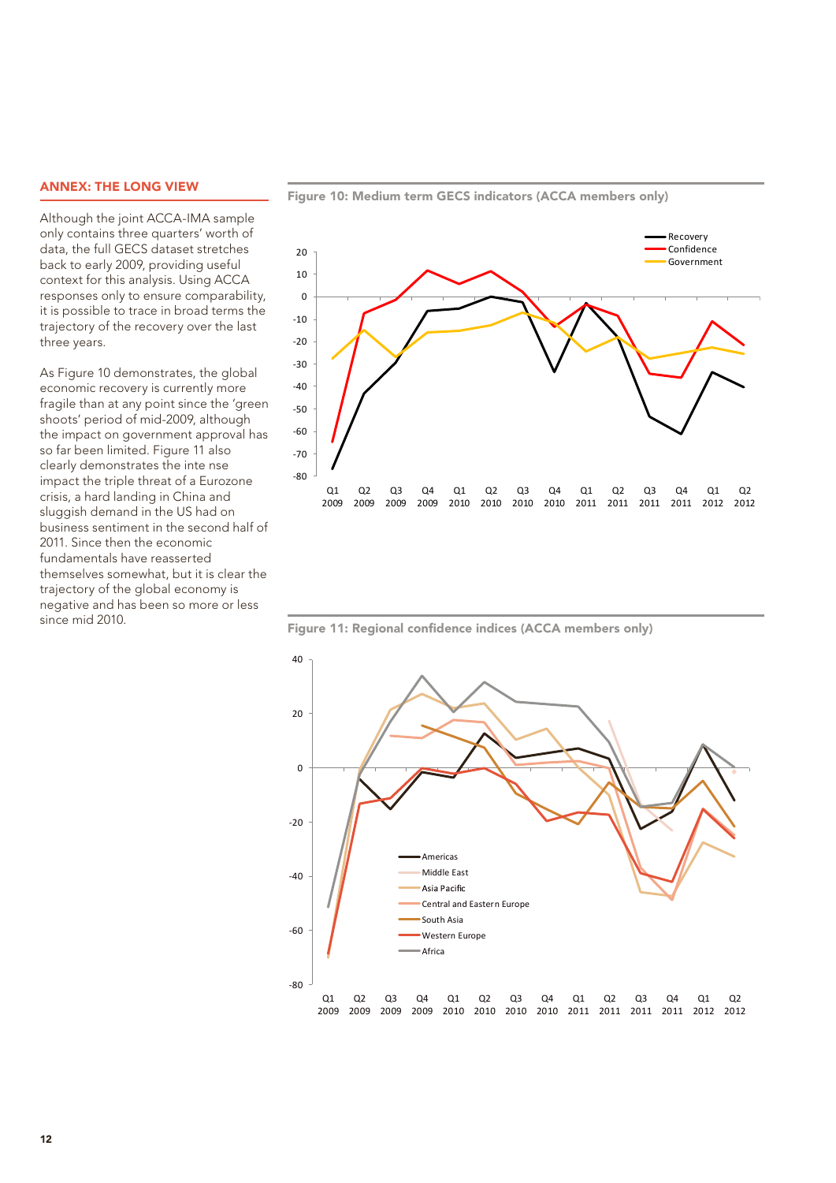## ANNEX: THE LONG VIEW

Although the joint ACCA-IMA sample only contains three quarters' worth of data, the full GECS dataset stretches back to early 2009, providing useful context for this analysis. Using ACCA responses only to ensure comparability, it is possible to trace in broad terms the trajectory of the recovery over the last three years.

As Figure 10 demonstrates, the global economic recovery is currently more fragile than at any point since the 'green shoots' period of mid-2009, although the impact on government approval has so far been limited. Figure 11 also clearly demonstrates the inte nse impact the triple threat of a Eurozone crisis, a hard landing in China and sluggish demand in the US had on business sentiment in the second half of 2011. Since then the economic fundamentals have reasserted themselves somewhat, but it is clear the trajectory of the global economy is negative and has been so more or less since mid 2010.

**Figure 10: Medium term GECS indicators (ACCA members only)**

**Figure 11: Regional confidence indices (ACCA members only)**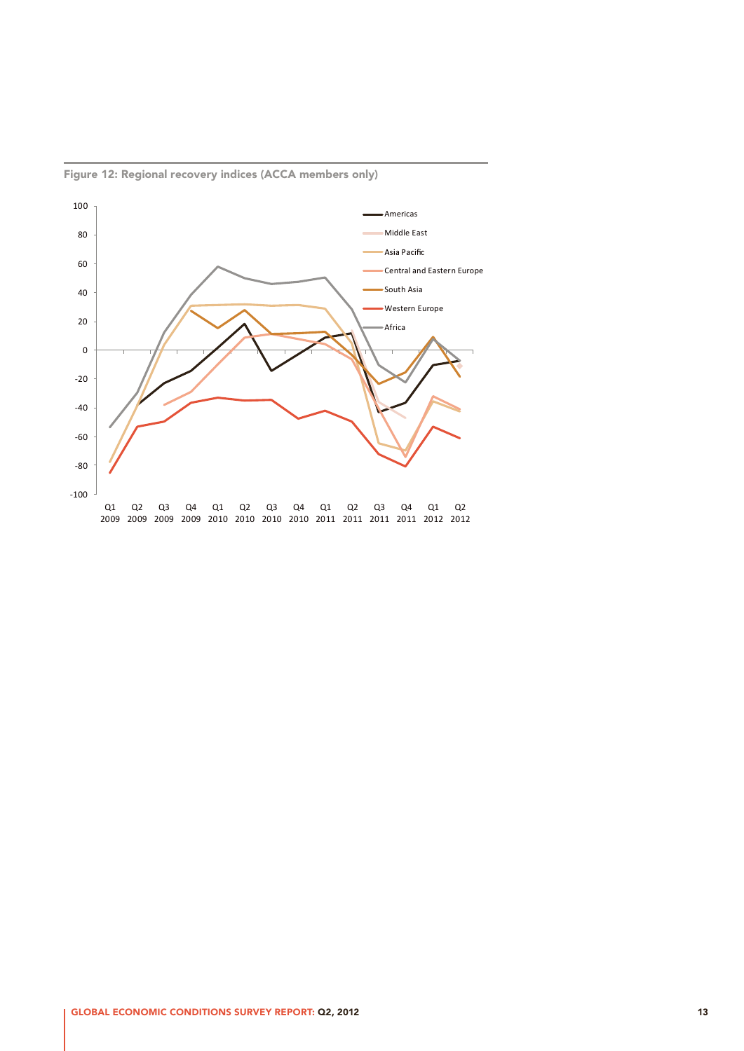Figure 12: Regional recovery indices (ACCA members only)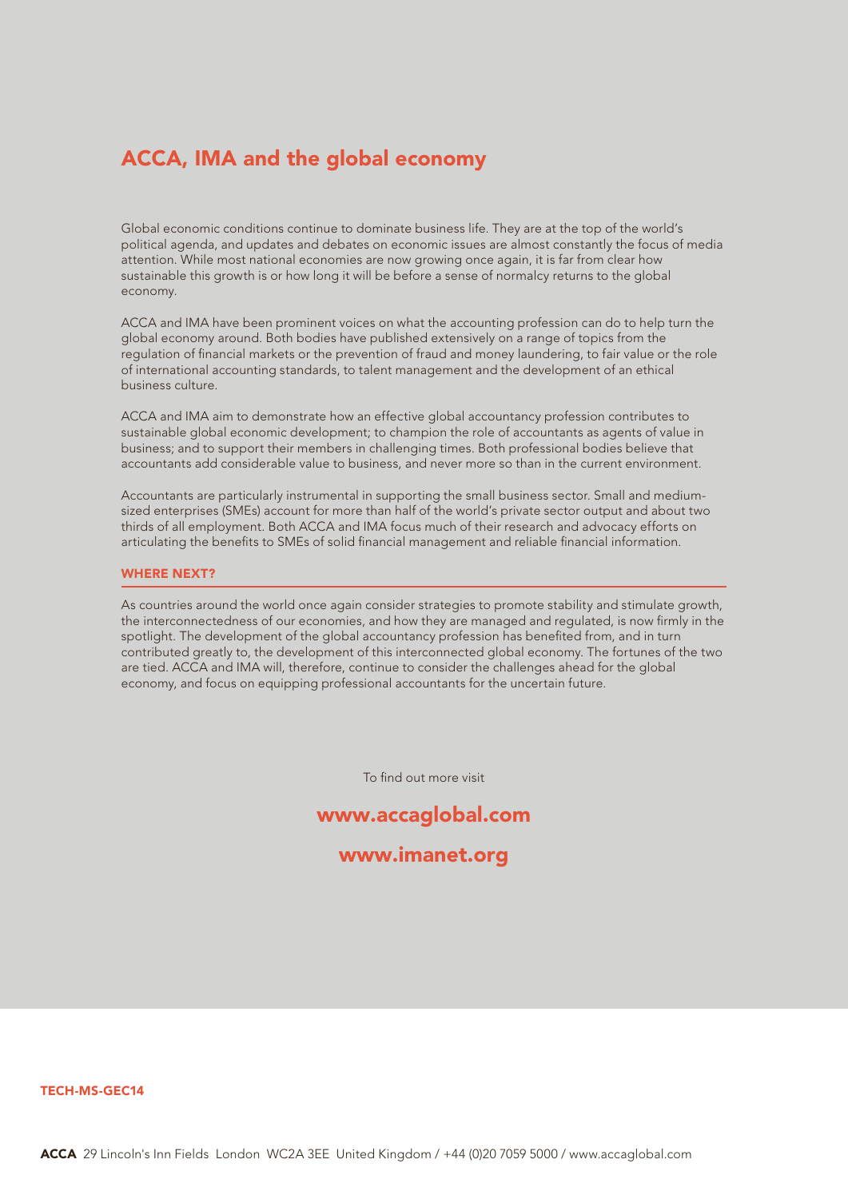## ACCA, IMA and the global economy

Global economic conditions continue to dominate business life. They are at the top of the world's political agenda, and updates and debates on economic issues are almost constantly the focus of media attention. While most national economies are now growing once again, it is far from clear how sustainable this growth is or how long it will be before a sense of normalcy returns to the global economy.

ACCA and IMA have been prominent voices on what the accounting profession can do to help turn the global economy around. Both bodies have published extensively on a range of topics from the regulation of financial markets or the prevention of fraud and money laundering, to fair value or the role of international accounting standards, to talent management and the development of an ethical business culture.

ACCA and IMA aim to demonstrate how an effective global accountancy profession contributes to sustainable global economic development; to champion the role of accountants as agents of value in business; and to support their members in challenging times. Both professional bodies believe that accountants add considerable value to business, and never more so than in the current environment.

Accountants are particularly instrumental in supporting the small business sector. Small and medium-sized enterprises (SMEs) account for more than half of the world's private sector output and about two thirds of all employment. Both ACCA and IMA focus much of their research and advocacy efforts on articulating the benefits to SMEs of solid financial management and reliable financial information.

### WHERE NEXT?

As countries around the world once again consider strategies to promote stability and stimulate growth, the interconnectedness of our economies, and how they are managed and regulated, is now firmly in the spotlight. The development of the global accountancy profession has benefited from, and in turn contributed greatly to, the development of this interconnected global economy. The fortunes of the two are tied. ACCA and IMA will, therefore, continue to consider the challenges ahead for the global economy, and focus on equipping professional accountants for the uncertain future.

To find out more visit

**www.accaglobal.com**

**www.imanet.org**

**TECH-MS-GEC14**

**ACCA** 29 Lincoln's Inn Fields London WC2A 3EE United Kingdom / +44 (0)20 7059 5000 / www.accaglobal.com